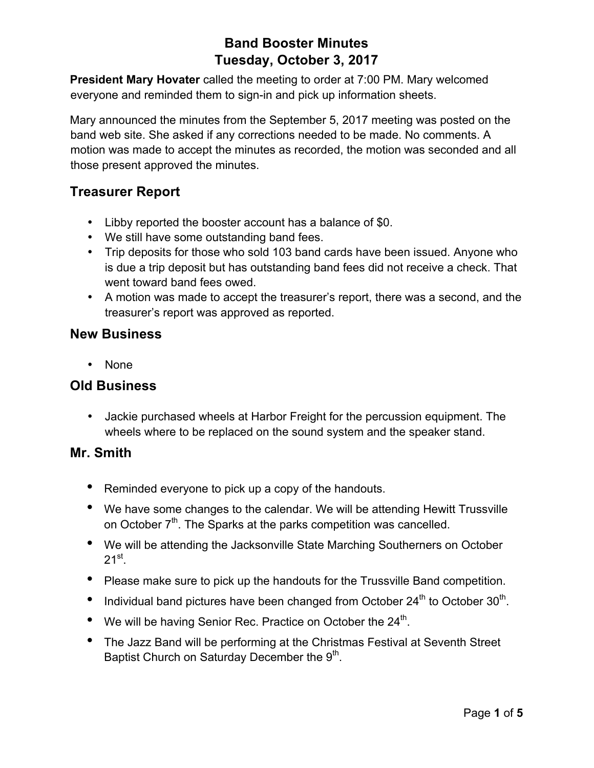# Band Booster Minutes
# Tuesday, October 3, 2017

**President Mary Hovater** called the meeting to order at 7:00 PM. Mary welcomed everyone and reminded them to sign-in and pick up information sheets.

Mary announced the minutes from the September 5, 2017 meeting was posted on the band web site. She asked if any corrections needed to be made. No comments. A motion was made to accept the minutes as recorded, the motion was seconded and all those present approved the minutes.

## Treasurer Report

- Libby reported the booster account has a balance of $0.
- We still have some outstanding band fees.
- Trip deposits for those who sold 103 band cards have been issued. Anyone who is due a trip deposit but has outstanding band fees did not receive a check. That went toward band fees owed.
- A motion was made to accept the treasurer's report, there was a second, and the treasurer's report was approved as reported.

## New Business

- None

## Old Business

- Jackie purchased wheels at Harbor Freight for the percussion equipment. The wheels where to be replaced on the sound system and the speaker stand.

## Mr. Smith

- Reminded everyone to pick up a copy of the handouts.
- We have some changes to the calendar. We will be attending Hewitt Trussville on October 7th. The Sparks at the parks competition was cancelled.
- We will be attending the Jacksonville State Marching Southerners on October 21st.
- Please make sure to pick up the handouts for the Trussville Band competition.
- Individual band pictures have been changed from October 24th to October 30th.
- We will be having Senior Rec. Practice on October the 24th.
- The Jazz Band will be performing at the Christmas Festival at Seventh Street Baptist Church on Saturday December the 9th.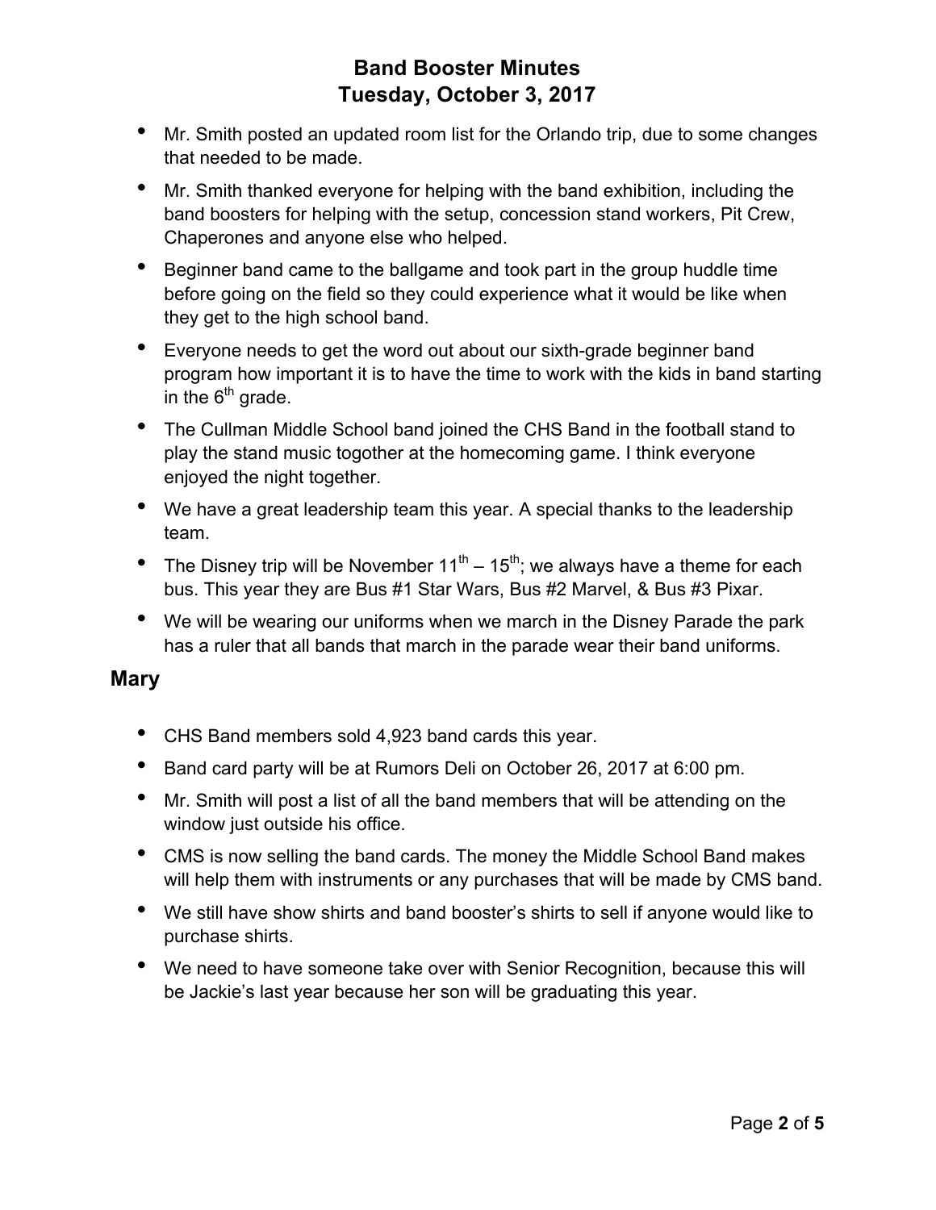# Band Booster Minutes
# Tuesday, October 3, 2017

- Mr. Smith posted an updated room list for the Orlando trip, due to some changes that needed to be made.
- Mr. Smith thanked everyone for helping with the band exhibition, including the band boosters for helping with the setup, concession stand workers, Pit Crew, Chaperones and anyone else who helped.
- Beginner band came to the ballgame and took part in the group huddle time before going on the field so they could experience what it would be like when they get to the high school band.
- Everyone needs to get the word out about our sixth-grade beginner band program how important it is to have the time to work with the kids in band starting in the 6th grade.
- The Cullman Middle School band joined the CHS Band in the football stand to play the stand music togother at the homecoming game. I think everyone enjoyed the night together.
- We have a great leadership team this year. A special thanks to the leadership team.
- The Disney trip will be November 11th – 15th; we always have a theme for each bus. This year they are Bus #1 Star Wars, Bus #2 Marvel, & Bus #3 Pixar.
- We will be wearing our uniforms when we march in the Disney Parade the park has a ruler that all bands that march in the parade wear their band uniforms.

## Mary

- CHS Band members sold 4,923 band cards this year.
- Band card party will be at Rumors Deli on October 26, 2017 at 6:00 pm.
- Mr. Smith will post a list of all the band members that will be attending on the window just outside his office.
- CMS is now selling the band cards. The money the Middle School Band makes will help them with instruments or any purchases that will be made by CMS band.
- We still have show shirts and band booster's shirts to sell if anyone would like to purchase shirts.
- We need to have someone take over with Senior Recognition, because this will be Jackie's last year because her son will be graduating this year.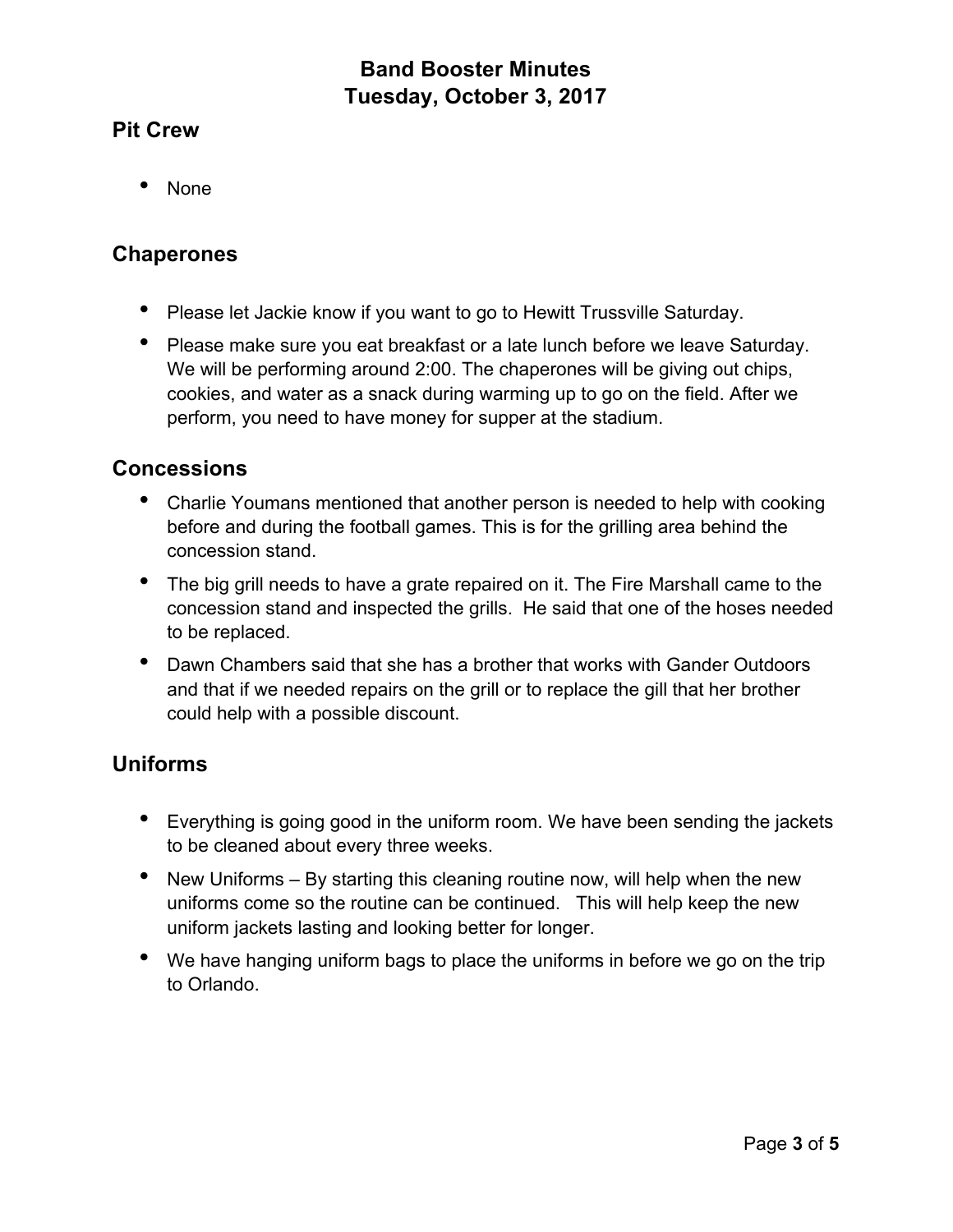# Band Booster Minutes
# Tuesday, October 3, 2017

## Pit Crew

- None

## Chaperones

- Please let Jackie know if you want to go to Hewitt Trussville Saturday.
- Please make sure you eat breakfast or a late lunch before we leave Saturday. We will be performing around 2:00. The chaperones will be giving out chips, cookies, and water as a snack during warming up to go on the field. After we perform, you need to have money for supper at the stadium.

## Concessions

- Charlie Youmans mentioned that another person is needed to help with cooking before and during the football games. This is for the grilling area behind the concession stand.
- The big grill needs to have a grate repaired on it. The Fire Marshall came to the concession stand and inspected the grills. He said that one of the hoses needed to be replaced.
- Dawn Chambers said that she has a brother that works with Gander Outdoors and that if we needed repairs on the grill or to replace the gill that her brother could help with a possible discount.

## Uniforms

- Everything is going good in the uniform room. We have been sending the jackets to be cleaned about every three weeks.
- New Uniforms – By starting this cleaning routine now, will help when the new uniforms come so the routine can be continued. This will help keep the new uniform jackets lasting and looking better for longer.
- We have hanging uniform bags to place the uniforms in before we go on the trip to Orlando.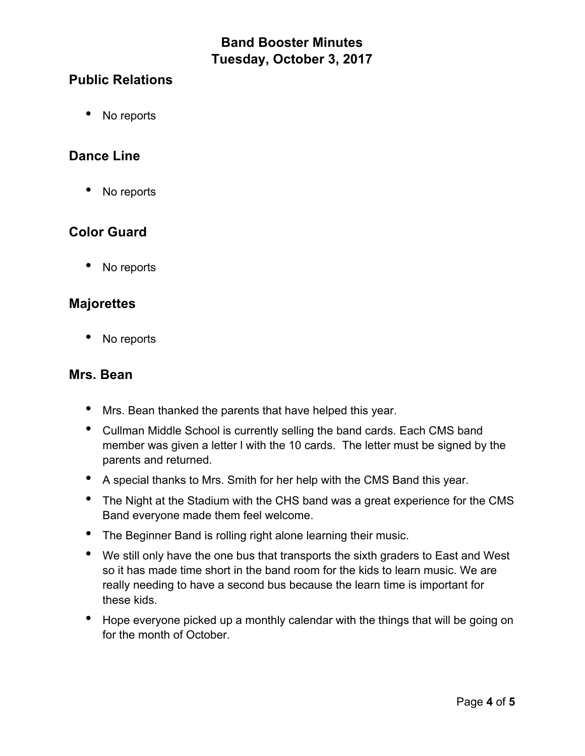# Band Booster Minutes
# Tuesday, October 3, 2017

## Public Relations

- No reports

## Dance Line

- No reports

## Color Guard

- No reports

## Majorettes

- No reports

## Mrs. Bean

- Mrs. Bean thanked the parents that have helped this year.
- Cullman Middle School is currently selling the band cards. Each CMS band member was given a letter l with the 10 cards. The letter must be signed by the parents and returned.
- A special thanks to Mrs. Smith for her help with the CMS Band this year.
- The Night at the Stadium with the CHS band was a great experience for the CMS Band everyone made them feel welcome.
- The Beginner Band is rolling right alone learning their music.
- We still only have the one bus that transports the sixth graders to East and West so it has made time short in the band room for the kids to learn music. We are really needing to have a second bus because the learn time is important for these kids.
- Hope everyone picked up a monthly calendar with the things that will be going on for the month of October.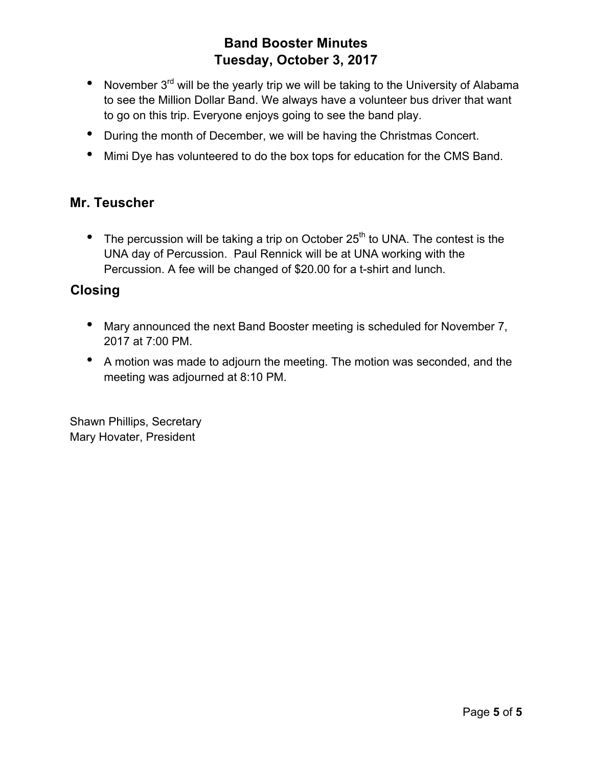- November 3rd will be the yearly trip we will be taking to the University of Alabama to see the Million Dollar Band. We always have a volunteer bus driver that want to go on this trip. Everyone enjoys going to see the band play.
- During the month of December, we will be having the Christmas Concert.
- Mimi Dye has volunteered to do the box tops for education for the CMS Band.

## Mr. Teuscher

- The percussion will be taking a trip on October 25th to UNA. The contest is the UNA day of Percussion. Paul Rennick will be at UNA working with the Percussion. A fee will be changed of $20.00 for a t-shirt and lunch.

## Closing

- Mary announced the next Band Booster meeting is scheduled for November 7, 2017 at 7:00 PM.
- A motion was made to adjourn the meeting. The motion was seconded, and the meeting was adjourned at 8:10 PM.

Shawn Phillips, Secretary
Mary Hovater, President